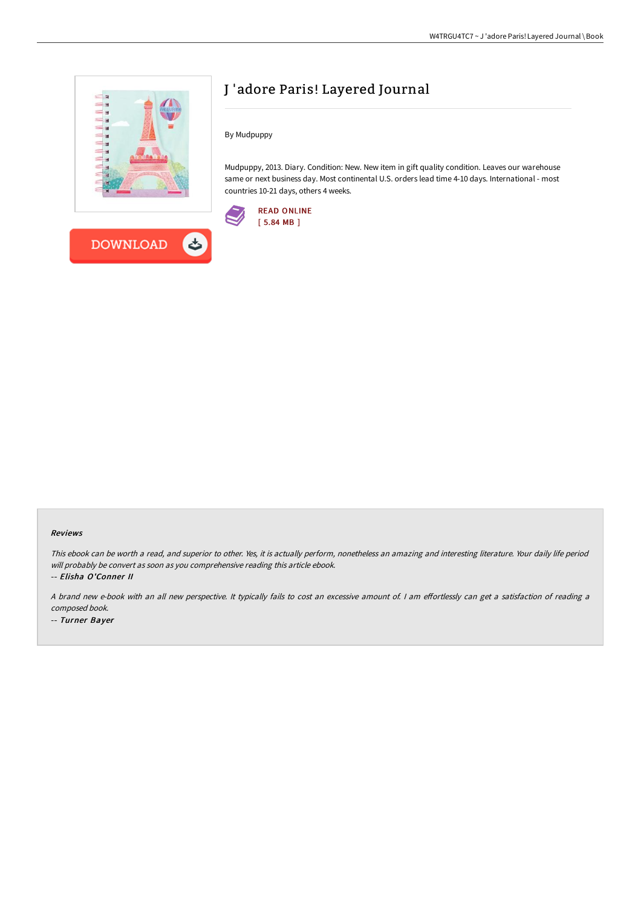# J 'adore Paris! Layered Journal

By Mudpuppy

Mudpuppy, 2013. Diary. Condition: New. New item in gift quality condition. Leaves our warehouse same or next business day. Most continental U.S. orders lead time 4-10 days. International - most countries 10-21 days, others 4 weeks.

READ ONLINE
[ 5.84 MB ]

DOWNLOAD

### Reviews

*This ebook can be worth a read, and superior to other. Yes, it is actually perform, nonetheless an amazing and interesting literature. Your daily life period will probably be convert as soon as you comprehensive reading this article ebook.*

*-- Elisha O'Conner II*

*A brand new e-book with an all new perspective. It typically fails to cost an excessive amount of. I am effortlessly can get a satisfaction of reading a composed book.*

*-- Turner Bayer*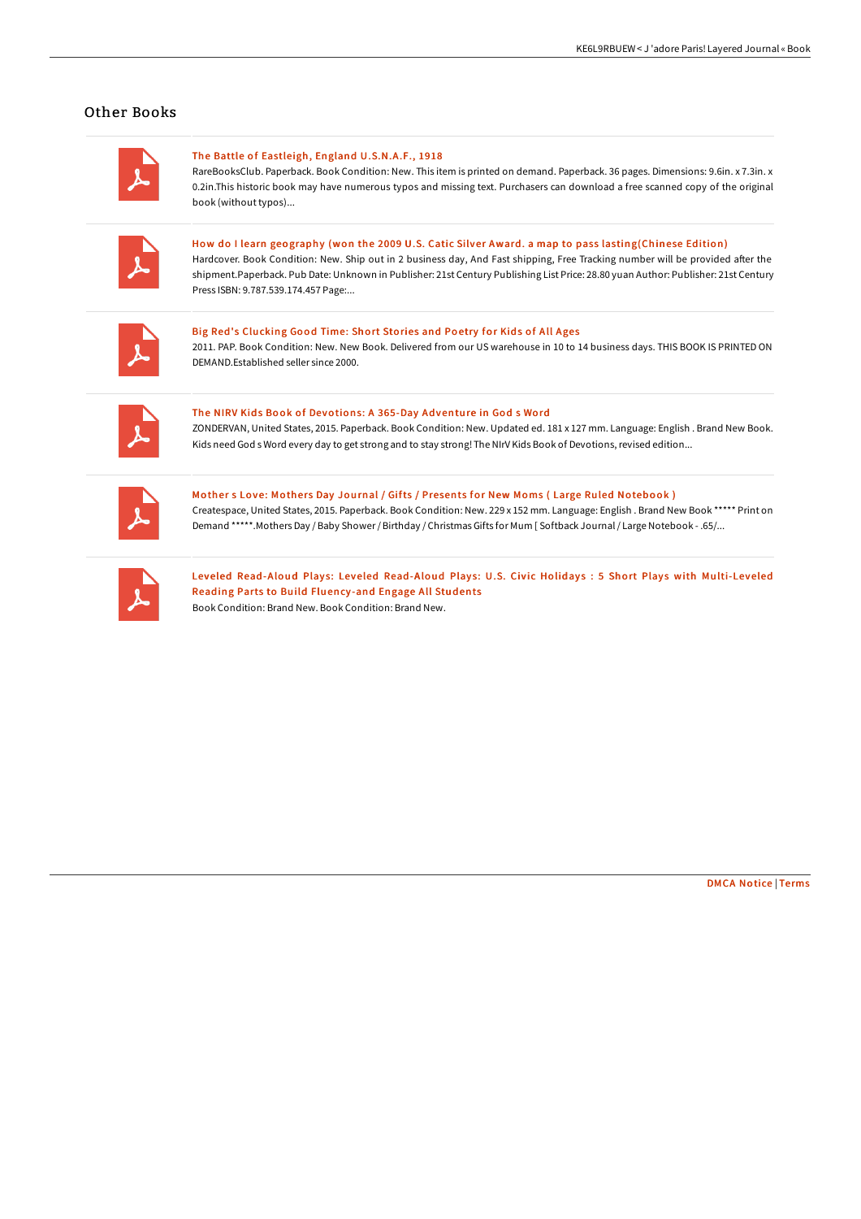## Other Books

### The Battle of Eastleigh, England U.S.N.A.F., 1918

RareBooksClub. Paperback. Book Condition: New. This item is printed on demand. Paperback. 36 pages. Dimensions: 9.6in. x 7.3in. x 0.2in.This historic book may have numerous typos and missing text. Purchasers can download a free scanned copy of the original book (without typos)...

### How do I learn geography (won the 2009 U.S. Catic Silver Award. a map to pass lasting(Chinese Edition)

Hardcover. Book Condition: New. Ship out in 2 business day, And Fast shipping, Free Tracking number will be provided after the shipment.Paperback. Pub Date: Unknown in Publisher: 21st Century Publishing List Price: 28.80 yuan Author: Publisher: 21st Century Press ISBN: 9.787.539.174.457 Page:...

### Big Red's Clucking Good Time: Short Stories and Poetry for Kids of All Ages

2011. PAP. Book Condition: New. New Book. Delivered from our US warehouse in 10 to 14 business days. THIS BOOK IS PRINTED ON DEMAND.Established seller since 2000.

### The NIRV Kids Book of Devotions: A 365-Day Adventure in God s Word

ZONDERVAN, United States, 2015. Paperback. Book Condition: New. Updated ed. 181 x 127 mm. Language: English . Brand New Book. Kids need God s Word every day to get strong and to stay strong! The NIrV Kids Book of Devotions, revised edition...

### Mother s Love: Mothers Day Journal / Gifts / Presents for New Moms ( Large Ruled Notebook )

Createspace, United States, 2015. Paperback. Book Condition: New. 229 x 152 mm. Language: English . Brand New Book ***** Print on Demand *****.Mothers Day / Baby Shower / Birthday / Christmas Gifts for Mum [ Softback Journal / Large Notebook - .65/...

### Leveled Read-Aloud Plays: Leveled Read-Aloud Plays: U.S. Civic Holidays : 5 Short Plays with Multi-Leveled Reading Parts to Build Fluency-and Engage All Students

Book Condition: Brand New. Book Condition: Brand New.